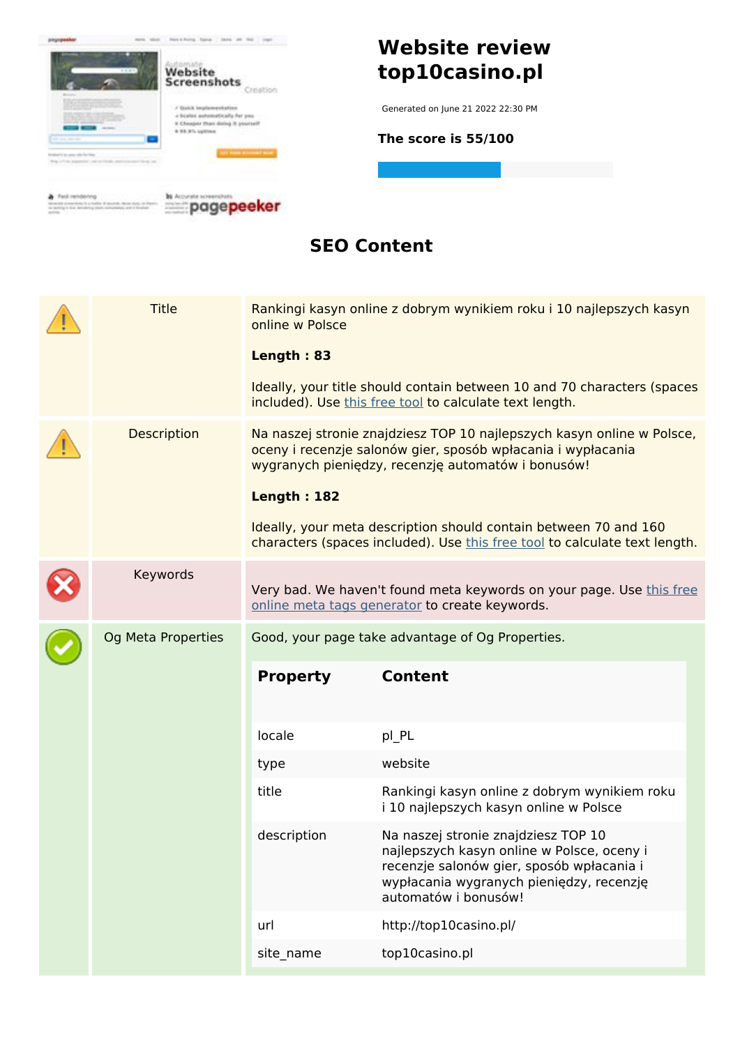# Website review top10casino.pl

Generated on June 21 2022 22:30 PM

**The score is 55/100**

## SEO Content

| | | |
|---|---|---|
| ⚠ | Title | Rankingi kasyn online z dobrym wynikiem roku i 10 najlepszych kasyn online w Polsce<br><br>**Length : 83**<br><br>Ideally, your title should contain between 10 and 70 characters (spaces included). Use this free tool to calculate text length. |
| ⚠ | Description | Na naszej stronie znajdziesz TOP 10 najlepszych kasyn online w Polsce, oceny i recenzje salonów gier, sposób wpłacania i wypłacania wygranych pieniędzy, recenzję automatów i bonusów!<br><br>**Length : 182**<br><br>Ideally, your meta description should contain between 70 and 160 characters (spaces included). Use this free tool to calculate text length. |
| ✖ | Keywords | Very bad. We haven't found meta keywords on your page. Use this free online meta tags generator to create keywords. |
| ✔ | Og Meta Properties | Good, your page take advantage of Og Properties. |

| Property | Content |
|---|---|
| locale | pl_PL |
| type | website |
| title | Rankingi kasyn online z dobrym wynikiem roku i 10 najlepszych kasyn online w Polsce |
| description | Na naszej stronie znajdziesz TOP 10 najlepszych kasyn online w Polsce, oceny i recenzje salonów gier, sposób wpłacania i wypłacania wygranych pieniędzy, recenzję automatów i bonusów! |
| url | http://top10casino.pl/ |
| site_name | top10casino.pl |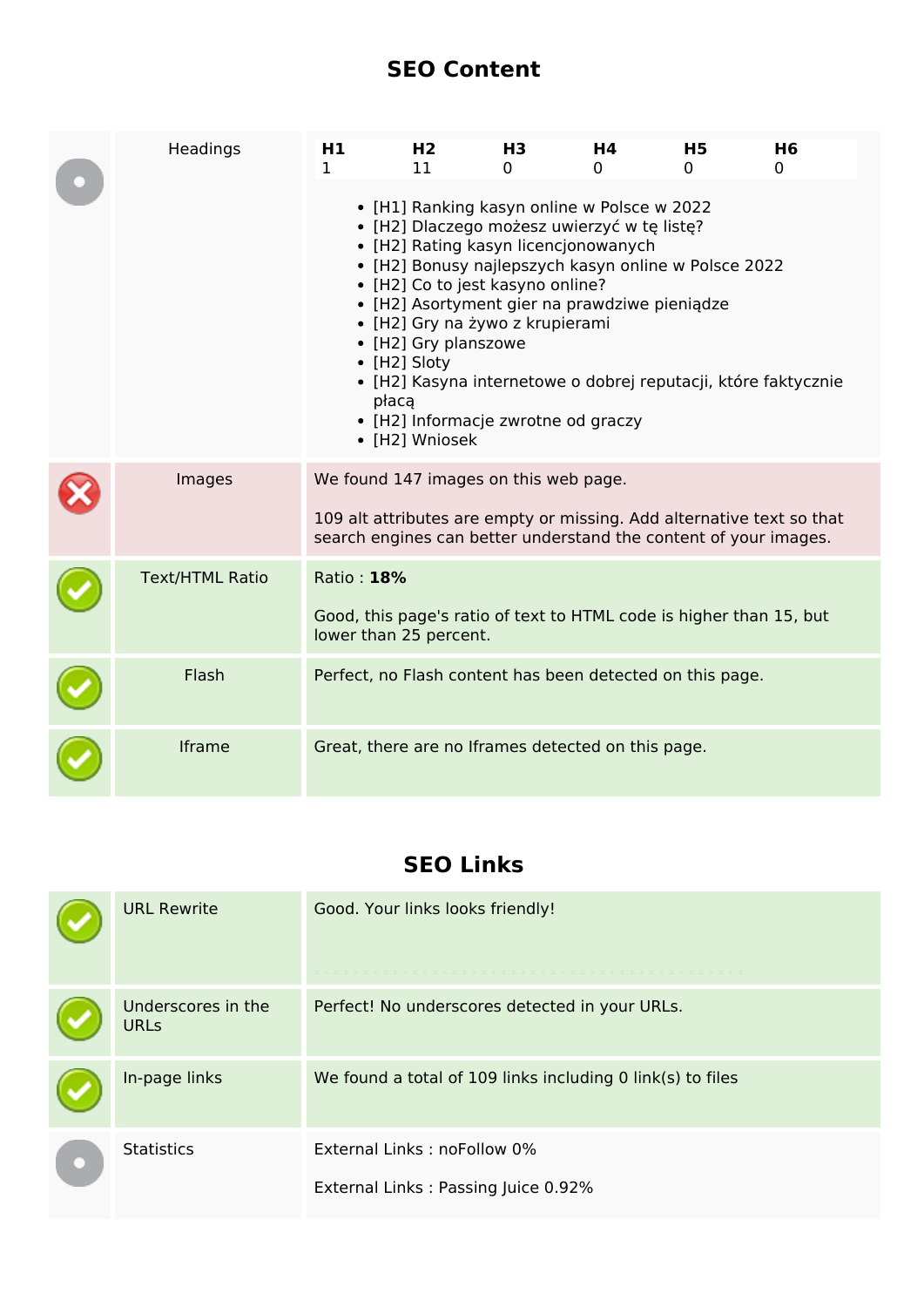## SEO Content

| | | |
|---|---|---|
| | Headings | **H1** 1 · **H2** 11 · **H3** 0 · **H4** 0 · **H5** 0 · **H6** 0<br><br>• [H1] Ranking kasyn online w Polsce w 2022<br>• [H2] Dlaczego możesz uwierzyć w tę listę?<br>• [H2] Rating kasyn licencjonowanych<br>• [H2] Bonusy najlepszych kasyn online w Polsce 2022<br>• [H2] Co to jest kasyno online?<br>• [H2] Asortyment gier na prawdziwe pieniądze<br>• [H2] Gry na żywo z krupierami<br>• [H2] Gry planszowe<br>• [H2] Sloty<br>• [H2] Kasyna internetowe o dobrej reputacji, które faktycznie płacą<br>• [H2] Informacje zwrotne od graczy<br>• [H2] Wniosek |
| | Images | We found 147 images on this web page.<br><br>109 alt attributes are empty or missing. Add alternative text so that search engines can better understand the content of your images. |
| | Text/HTML Ratio | Ratio : **18%**<br><br>Good, this page's ratio of text to HTML code is higher than 15, but lower than 25 percent. |
| | Flash | Perfect, no Flash content has been detected on this page. |
| | Iframe | Great, there are no Iframes detected on this page. |

## SEO Links

| | | |
|---|---|---|
| | URL Rewrite | Good. Your links looks friendly! |
| | Underscores in the URLs | Perfect! No underscores detected in your URLs. |
| | In-page links | We found a total of 109 links including 0 link(s) to files |
| | Statistics | External Links : noFollow 0%<br><br>External Links : Passing Juice 0.92% |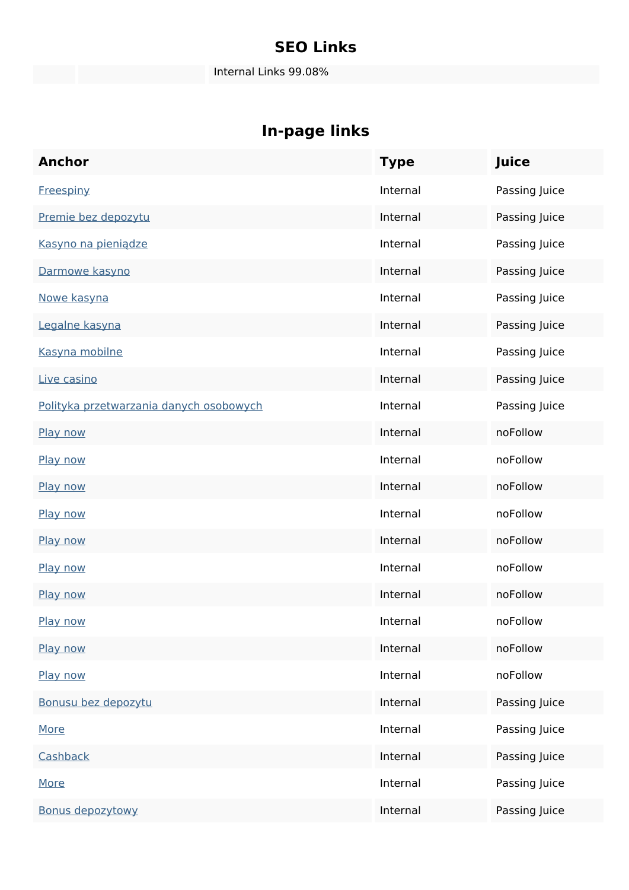## SEO Links

| | | Internal Links 99.08% |
|---|---|---|

## In-page links

| Anchor | Type | Juice |
|---|---|---|
| Freespiny | Internal | Passing Juice |
| Premie bez depozytu | Internal | Passing Juice |
| Kasyno na pieniądze | Internal | Passing Juice |
| Darmowe kasyno | Internal | Passing Juice |
| Nowe kasyna | Internal | Passing Juice |
| Legalne kasyna | Internal | Passing Juice |
| Kasyna mobilne | Internal | Passing Juice |
| Live casino | Internal | Passing Juice |
| Polityka przetwarzania danych osobowych | Internal | Passing Juice |
| Play now | Internal | noFollow |
| Play now | Internal | noFollow |
| Play now | Internal | noFollow |
| Play now | Internal | noFollow |
| Play now | Internal | noFollow |
| Play now | Internal | noFollow |
| Play now | Internal | noFollow |
| Play now | Internal | noFollow |
| Play now | Internal | noFollow |
| Play now | Internal | noFollow |
| Bonusu bez depozytu | Internal | Passing Juice |
| More | Internal | Passing Juice |
| Cashback | Internal | Passing Juice |
| More | Internal | Passing Juice |
| Bonus depozytowy | Internal | Passing Juice |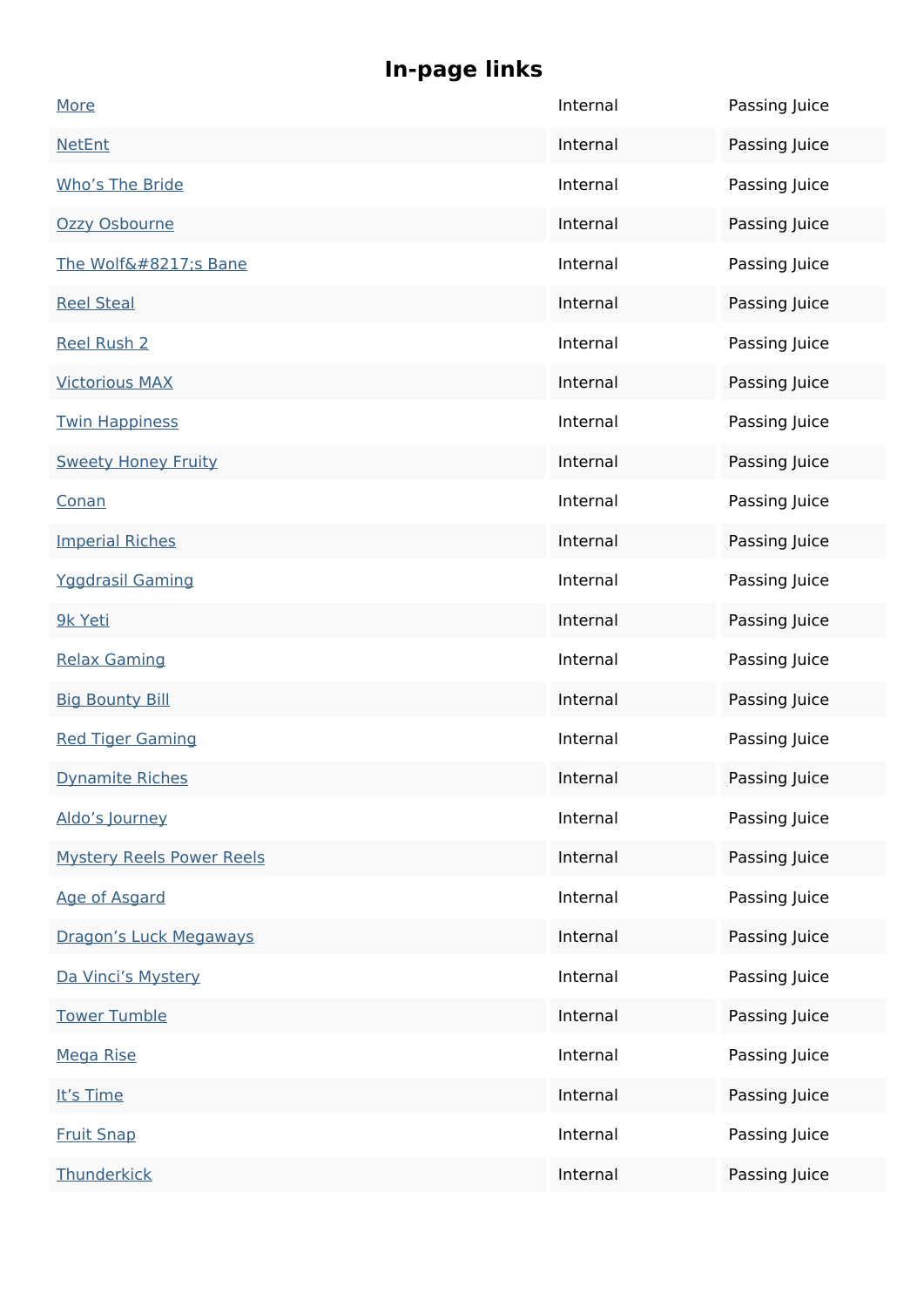## In-page links

| | | |
|---|---|---|
| More | Internal | Passing Juice |
| NetEnt | Internal | Passing Juice |
| Who’s The Bride | Internal | Passing Juice |
| Ozzy Osbourne | Internal | Passing Juice |
| The Wolf&#8217;s Bane | Internal | Passing Juice |
| Reel Steal | Internal | Passing Juice |
| Reel Rush 2 | Internal | Passing Juice |
| Victorious MAX | Internal | Passing Juice |
| Twin Happiness | Internal | Passing Juice |
| Sweety Honey Fruity | Internal | Passing Juice |
| Conan | Internal | Passing Juice |
| Imperial Riches | Internal | Passing Juice |
| Yggdrasil Gaming | Internal | Passing Juice |
| 9k Yeti | Internal | Passing Juice |
| Relax Gaming | Internal | Passing Juice |
| Big Bounty Bill | Internal | Passing Juice |
| Red Tiger Gaming | Internal | Passing Juice |
| Dynamite Riches | Internal | Passing Juice |
| Aldo’s Journey | Internal | Passing Juice |
| Mystery Reels Power Reels | Internal | Passing Juice |
| Age of Asgard | Internal | Passing Juice |
| Dragon’s Luck Megaways | Internal | Passing Juice |
| Da Vinci’s Mystery | Internal | Passing Juice |
| Tower Tumble | Internal | Passing Juice |
| Mega Rise | Internal | Passing Juice |
| It’s Time | Internal | Passing Juice |
| Fruit Snap | Internal | Passing Juice |
| Thunderkick | Internal | Passing Juice |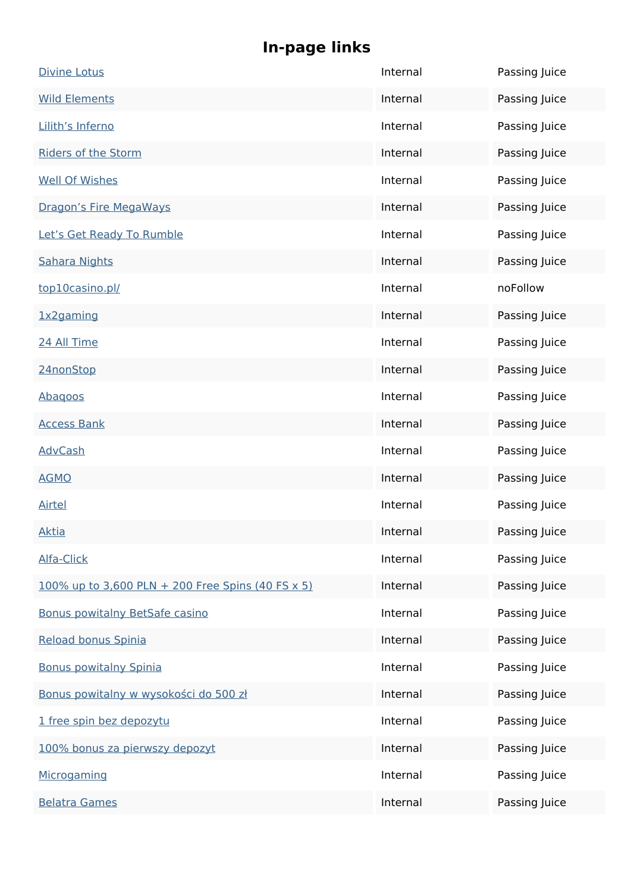# In-page links

| | | |
|---|---|---|
| Divine Lotus | Internal | Passing Juice |
| Wild Elements | Internal | Passing Juice |
| Lilith's Inferno | Internal | Passing Juice |
| Riders of the Storm | Internal | Passing Juice |
| Well Of Wishes | Internal | Passing Juice |
| Dragon's Fire MegaWays | Internal | Passing Juice |
| Let's Get Ready To Rumble | Internal | Passing Juice |
| Sahara Nights | Internal | Passing Juice |
| top10casino.pl/ | Internal | noFollow |
| 1x2gaming | Internal | Passing Juice |
| 24 All Time | Internal | Passing Juice |
| 24nonStop | Internal | Passing Juice |
| Abaqoos | Internal | Passing Juice |
| Access Bank | Internal | Passing Juice |
| AdvCash | Internal | Passing Juice |
| AGMO | Internal | Passing Juice |
| Airtel | Internal | Passing Juice |
| Aktia | Internal | Passing Juice |
| Alfa-Click | Internal | Passing Juice |
| 100% up to 3,600 PLN + 200 Free Spins (40 FS x 5) | Internal | Passing Juice |
| Bonus powitalny BetSafe casino | Internal | Passing Juice |
| Reload bonus Spinia | Internal | Passing Juice |
| Bonus powitalny Spinia | Internal | Passing Juice |
| Bonus powitalny w wysokości do 500 zł | Internal | Passing Juice |
| 1 free spin bez depozytu | Internal | Passing Juice |
| 100% bonus za pierwszy depozyt | Internal | Passing Juice |
| Microgaming | Internal | Passing Juice |
| Belatra Games | Internal | Passing Juice |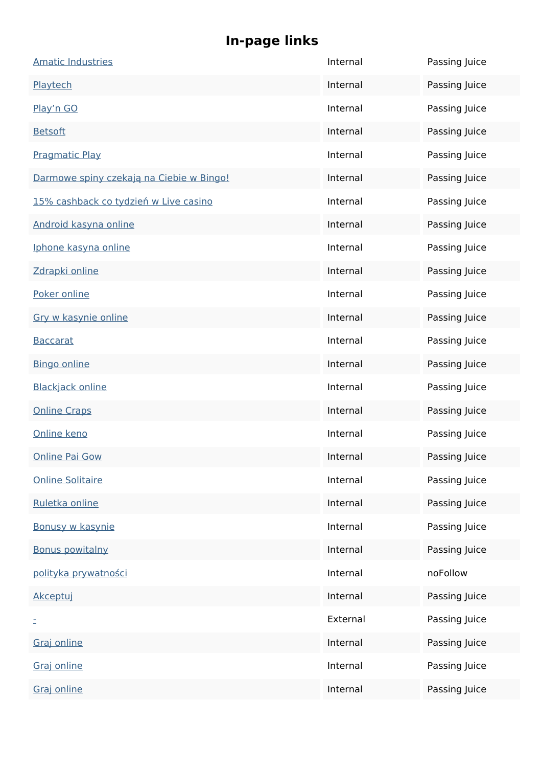## In-page links

| | | |
|---|---|---|
| Amatic Industries | Internal | Passing Juice |
| Playtech | Internal | Passing Juice |
| Play’n GO | Internal | Passing Juice |
| Betsoft | Internal | Passing Juice |
| Pragmatic Play | Internal | Passing Juice |
| Darmowe spiny czekają na Ciebie w Bingo! | Internal | Passing Juice |
| 15% cashback co tydzień w Live casino | Internal | Passing Juice |
| Android kasyna online | Internal | Passing Juice |
| Iphone kasyna online | Internal | Passing Juice |
| Zdrapki online | Internal | Passing Juice |
| Poker online | Internal | Passing Juice |
| Gry w kasynie online | Internal | Passing Juice |
| Baccarat | Internal | Passing Juice |
| Bingo online | Internal | Passing Juice |
| Blackjack online | Internal | Passing Juice |
| Online Craps | Internal | Passing Juice |
| Online keno | Internal | Passing Juice |
| Online Pai Gow | Internal | Passing Juice |
| Online Solitaire | Internal | Passing Juice |
| Ruletka online | Internal | Passing Juice |
| Bonusy w kasynie | Internal | Passing Juice |
| Bonus powitalny | Internal | Passing Juice |
| polityka prywatności | Internal | noFollow |
| Akceptuj | Internal | Passing Juice |
| - | External | Passing Juice |
| Graj online | Internal | Passing Juice |
| Graj online | Internal | Passing Juice |
| Graj online | Internal | Passing Juice |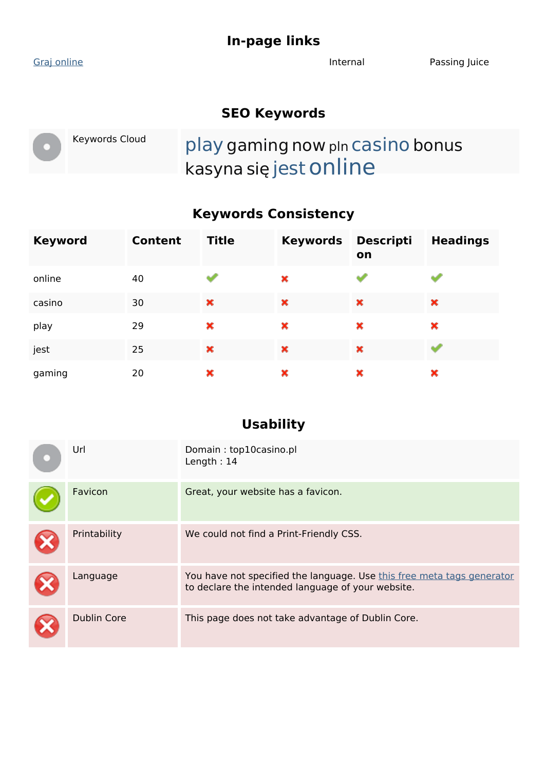## In-page links

| Graj online | Internal | Passing Juice |
|---|---|---|

## SEO Keywords

| | Keywords Cloud | play gaming now pln casino bonus kasyna się jest online |
|---|---|---|

## Keywords Consistency

| Keyword | Content | Title | Keywords | Description | Headings |
|---|---|---|---|---|---|
| online | 40 | ✔ | ✖ | ✔ | ✔ |
| casino | 30 | ✖ | ✖ | ✖ | ✖ |
| play | 29 | ✖ | ✖ | ✖ | ✖ |
| jest | 25 | ✖ | ✖ | ✖ | ✔ |
| gaming | 20 | ✖ | ✖ | ✖ | ✖ |

## Usability

| | | |
|---|---|---|
| | Url | Domain : top10casino.pl<br>Length : 14 |
| ✔ | Favicon | Great, your website has a favicon. |
| ✖ | Printability | We could not find a Print-Friendly CSS. |
| ✖ | Language | You have not specified the language. Use this free meta tags generator to declare the intended language of your website. |
| ✖ | Dublin Core | This page does not take advantage of Dublin Core. |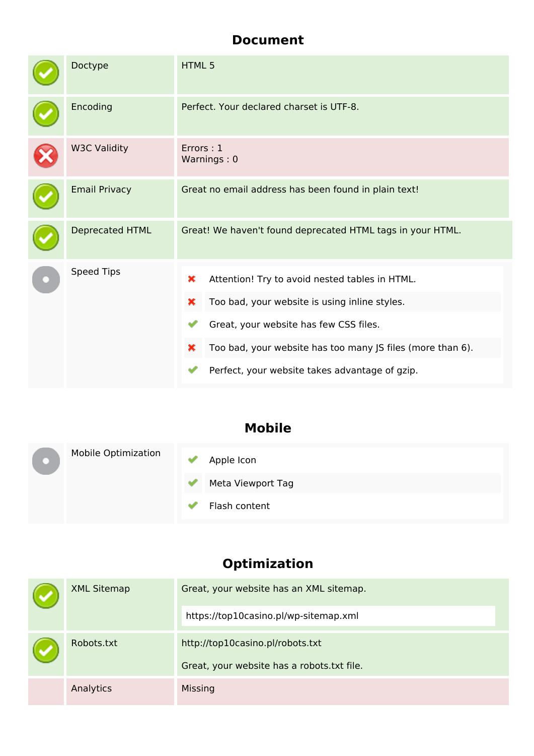## Document

| | | |
|---|---|---|
| ✔ | Doctype | HTML 5 |
| ✔ | Encoding | Perfect. Your declared charset is UTF-8. |
| ✖ | W3C Validity | Errors : 1<br>Warnings : 0 |
| ✔ | Email Privacy | Great no email address has been found in plain text! |
| ✔ | Deprecated HTML | Great! We haven't found deprecated HTML tags in your HTML. |
| | Speed Tips | ✖ Attention! Try to avoid nested tables in HTML.<br>✖ Too bad, your website is using inline styles.<br>✔ Great, your website has few CSS files.<br>✖ Too bad, your website has too many JS files (more than 6).<br>✔ Perfect, your website takes advantage of gzip. |

## Mobile

| | | |
|---|---|---|
| | Mobile Optimization | ✔ Apple Icon<br>✔ Meta Viewport Tag<br>✔ Flash content |

## Optimization

| | | |
|---|---|---|
| ✔ | XML Sitemap | Great, your website has an XML sitemap.<br>https://top10casino.pl/wp-sitemap.xml |
| ✔ | Robots.txt | http://top10casino.pl/robots.txt<br>Great, your website has a robots.txt file. |
| | Analytics | Missing |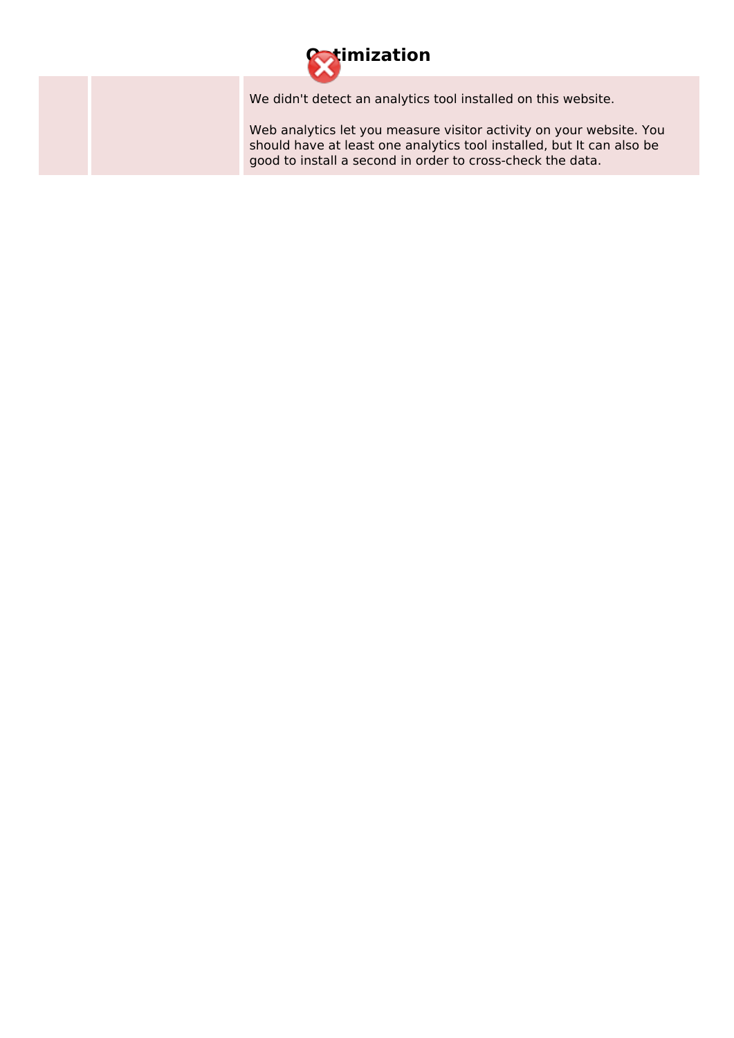## Optimization

| | | |
|---|---|---|
| | | We didn't detect an analytics tool installed on this website.<br><br>Web analytics let you measure visitor activity on your website. You should have at least one analytics tool installed, but It can also be good to install a second in order to cross-check the data. |